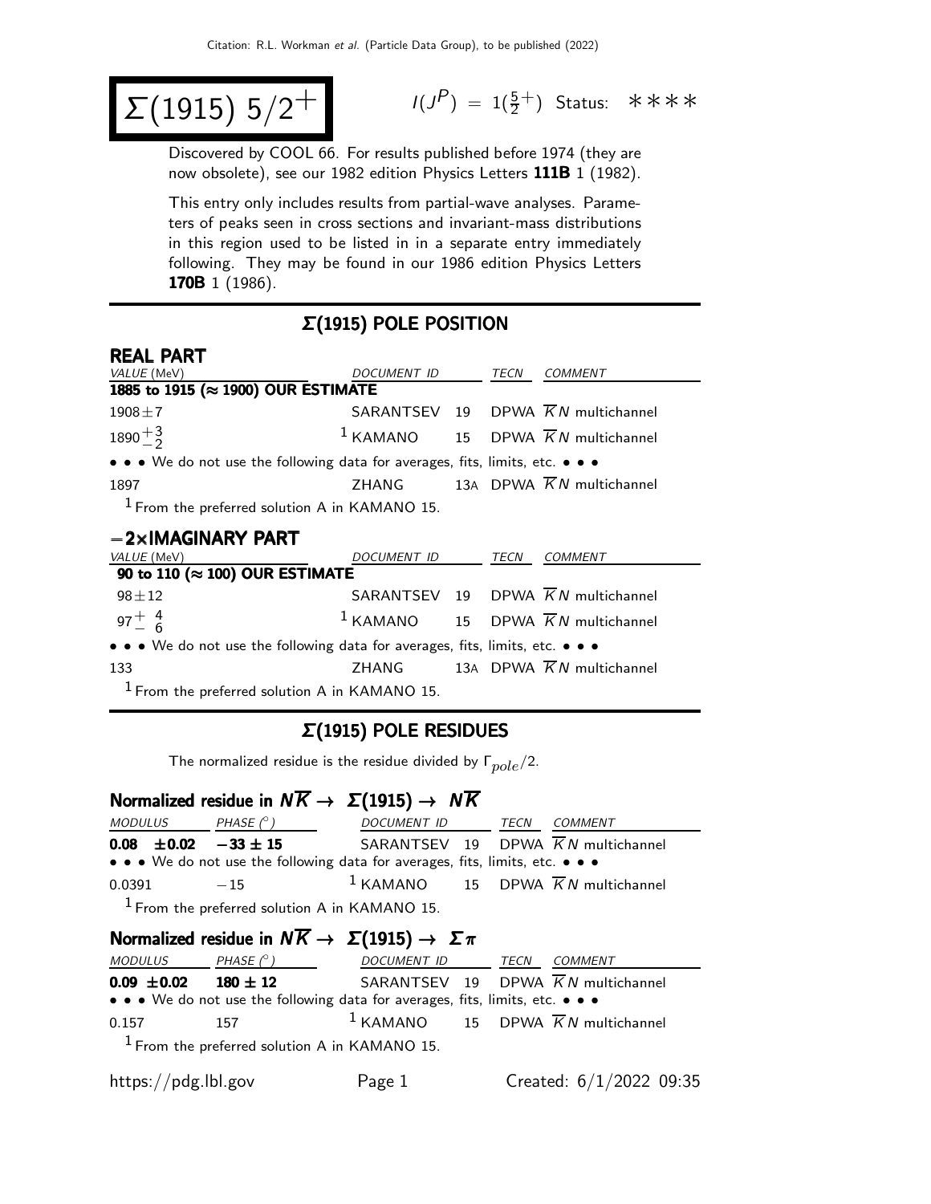# $\Sigma(1915)\ 5/2^+$

$I(J^P) = 1(\frac{5}{2}^+)$ Status: ∗∗∗∗

Discovered by COOL 66. For results published before 1974 (they are now obsolete), see our 1982 edition Physics Letters **111B** 1 (1982).

This entry only includes results from partial-wave analyses. Parameters of peaks seen in cross sections and invariant-mass distributions in this region used to be listed in in a separate entry immediately following. They may be found in our 1986 edition Physics Letters **170B** 1 (1986).

## Σ(1915) POLE POSITION

### REAL PART

| VALUE (MeV) | DOCUMENT ID | | TECN | COMMENT |
|---|---|---|---|---|
| **1885 to 1915 (≈ 1900) OUR ESTIMATE** | | | | |
| $1908 \pm 7$ | SARANTSEV | 19 | DPWA | $\overline{K}N$ multichannel |
| $1890^{+3}_{-2}$ | [1] KAMANO | 15 | DPWA | $\overline{K}N$ multichannel |
| • • • We do not use the following data for averages, fits, limits, etc. • • • | | | | |
| 1897 | ZHANG | 13A | DPWA | $\overline{K}N$ multichannel |

[1] From the preferred solution A in KAMANO 15.

### −2×IMAGINARY PART

| VALUE (MeV) | DOCUMENT ID | | TECN | COMMENT |
|---|---|---|---|---|
| **90 to 110 (≈ 100) OUR ESTIMATE** | | | | |
| $98 \pm 12$ | SARANTSEV | 19 | DPWA | $\overline{K}N$ multichannel |
| $97^{+4}_{-6}$ | [1] KAMANO | 15 | DPWA | $\overline{K}N$ multichannel |
| • • • We do not use the following data for averages, fits, limits, etc. • • • | | | | |
| 133 | ZHANG | 13A | DPWA | $\overline{K}N$ multichannel |

[1] From the preferred solution A in KAMANO 15.

## Σ(1915) POLE RESIDUES

The normalized residue is the residue divided by $\Gamma_{pole}/2$.

### Normalized residue in $N\overline{K} \rightarrow \Sigma(1915) \rightarrow N\overline{K}$

| MODULUS | PHASE (°) | DOCUMENT ID | | TECN | COMMENT |
|---|---|---|---|---|---|
| **0.08 ±0.02** | **−33 ± 15** | SARANTSEV | 19 | DPWA | $\overline{K}N$ multichannel |
| • • • We do not use the following data for averages, fits, limits, etc. • • • | | | | | |
| 0.0391 | −15 | [1] KAMANO | 15 | DPWA | $\overline{K}N$ multichannel |

[1] From the preferred solution A in KAMANO 15.

### Normalized residue in $N\overline{K} \rightarrow \Sigma(1915) \rightarrow \Sigma\pi$

| MODULUS | PHASE (°) | DOCUMENT ID | | TECN | COMMENT |
|---|---|---|---|---|---|
| **0.09 ±0.02** | **180 ± 12** | SARANTSEV | 19 | DPWA | $\overline{K}N$ multichannel |
| • • • We do not use the following data for averages, fits, limits, etc. • • • | | | | | |
| 0.157 | 157 | [1] KAMANO | 15 | DPWA | $\overline{K}N$ multichannel |

[1] From the preferred solution A in KAMANO 15.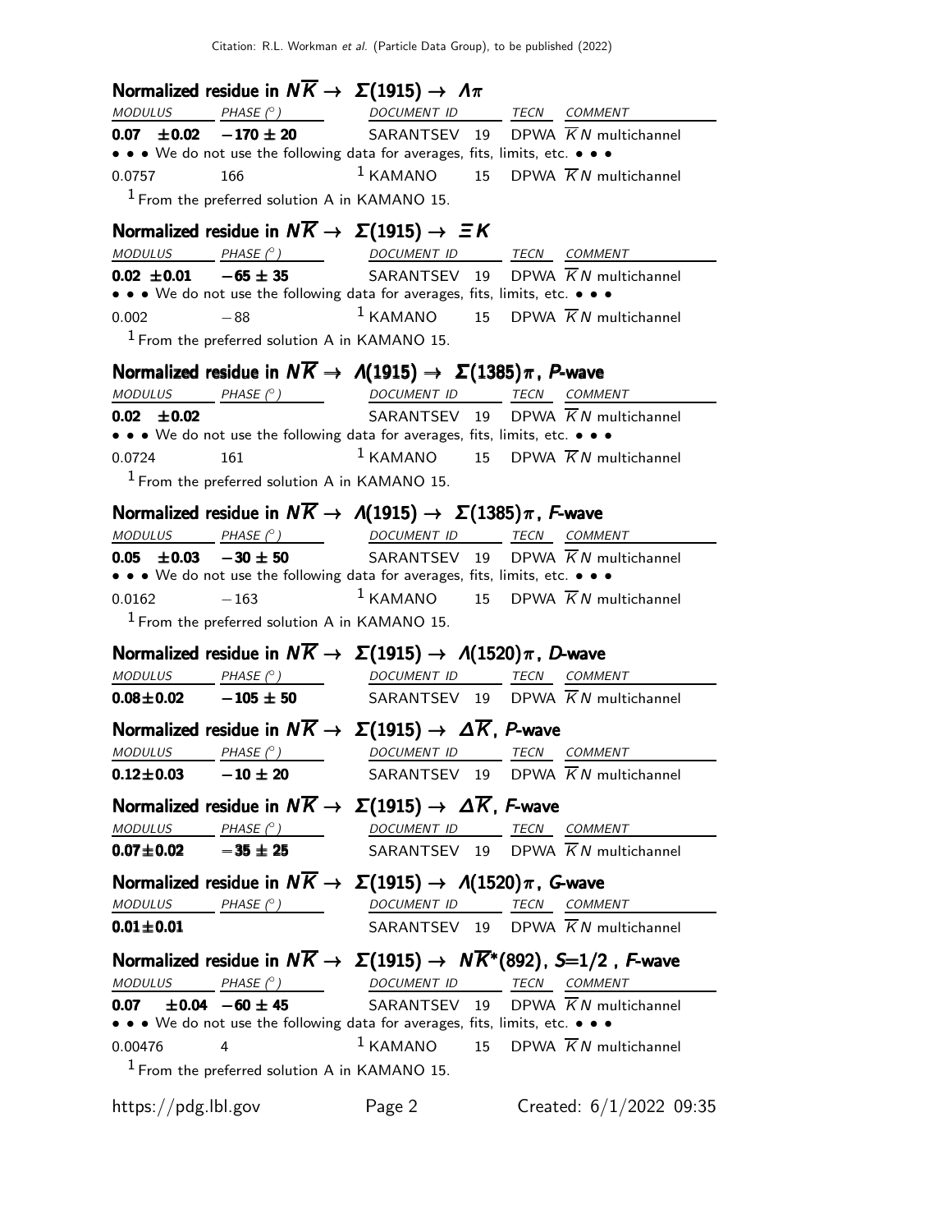### Normalized residue in $N\overline{K} \to \Sigma(1915) \to \Lambda\pi$

| MODULUS | PHASE (°) | DOCUMENT ID | | TECN | COMMENT |
|---|---|---|---|---|---|
| **0.07 ±0.02** | **−170 ± 20** | SARANTSEV | 19 | DPWA | $\overline{K}N$ multichannel |
| • • • We do not use the following data for averages, fits, limits, etc. • • • | | | | | |
| 0.0757 | 166 | [1] KAMANO | 15 | DPWA | $\overline{K}N$ multichannel |

[1] From the preferred solution A in KAMANO 15.

### Normalized residue in $N\overline{K} \to \Sigma(1915) \to \Xi K$

| MODULUS | PHASE (°) | DOCUMENT ID | | TECN | COMMENT |
|---|---|---|---|---|---|
| **0.02 ±0.01** | **−65 ± 35** | SARANTSEV | 19 | DPWA | $\overline{K}N$ multichannel |
| • • • We do not use the following data for averages, fits, limits, etc. • • • | | | | | |
| 0.002 | −88 | [1] KAMANO | 15 | DPWA | $\overline{K}N$ multichannel |

[1] From the preferred solution A in KAMANO 15.

### Normalized residue in $N\overline{K} \to \Lambda(1915) \to \Sigma(1385)\pi$, *P*-wave

| MODULUS | PHASE (°) | DOCUMENT ID | | TECN | COMMENT |
|---|---|---|---|---|---|
| **0.02 ±0.02** | | SARANTSEV | 19 | DPWA | $\overline{K}N$ multichannel |
| • • • We do not use the following data for averages, fits, limits, etc. • • • | | | | | |
| 0.0724 | 161 | [1] KAMANO | 15 | DPWA | $\overline{K}N$ multichannel |

[1] From the preferred solution A in KAMANO 15.

### Normalized residue in $N\overline{K} \to \Lambda(1915) \to \Sigma(1385)\pi$, *F*-wave

| MODULUS | PHASE (°) | DOCUMENT ID | | TECN | COMMENT |
|---|---|---|---|---|---|
| **0.05 ±0.03** | **−30 ± 50** | SARANTSEV | 19 | DPWA | $\overline{K}N$ multichannel |
| • • • We do not use the following data for averages, fits, limits, etc. • • • | | | | | |
| 0.0162 | −163 | [1] KAMANO | 15 | DPWA | $\overline{K}N$ multichannel |

[1] From the preferred solution A in KAMANO 15.

### Normalized residue in $N\overline{K} \to \Sigma(1915) \to \Lambda(1520)\pi$, *D*-wave

| MODULUS | PHASE (°) | DOCUMENT ID | | TECN | COMMENT |
|---|---|---|---|---|---|
| **0.08±0.02** | **−105 ± 50** | SARANTSEV | 19 | DPWA | $\overline{K}N$ multichannel |

### Normalized residue in $N\overline{K} \to \Sigma(1915) \to \Delta\overline{K}$, *P*-wave

| MODULUS | PHASE (°) | DOCUMENT ID | | TECN | COMMENT |
|---|---|---|---|---|---|
| **0.12±0.03** | **−10 ± 20** | SARANTSEV | 19 | DPWA | $\overline{K}N$ multichannel |

### Normalized residue in $N\overline{K} \to \Sigma(1915) \to \Delta\overline{K}$, *F*-wave

| MODULUS | PHASE (°) | DOCUMENT ID | | TECN | COMMENT |
|---|---|---|---|---|---|
| **0.07±0.02** | **−35 ± 25** | SARANTSEV | 19 | DPWA | $\overline{K}N$ multichannel |

### Normalized residue in $N\overline{K} \to \Sigma(1915) \to \Lambda(1520)\pi$, *G*-wave

| MODULUS | PHASE (°) | DOCUMENT ID | | TECN | COMMENT |
|---|---|---|---|---|---|
| **0.01±0.01** | | SARANTSEV | 19 | DPWA | $\overline{K}N$ multichannel |

### Normalized residue in $N\overline{K} \to \Sigma(1915) \to N\overline{K}^*(892)$, $S$=1/2 , *F*-wave

| MODULUS | PHASE (°) | DOCUMENT ID | | TECN | COMMENT |
|---|---|---|---|---|---|
| **0.07 ±0.04** | **−60 ± 45** | SARANTSEV | 19 | DPWA | $\overline{K}N$ multichannel |
| • • • We do not use the following data for averages, fits, limits, etc. • • • | | | | | |
| 0.00476 | 4 | [1] KAMANO | 15 | DPWA | $\overline{K}N$ multichannel |

[1] From the preferred solution A in KAMANO 15.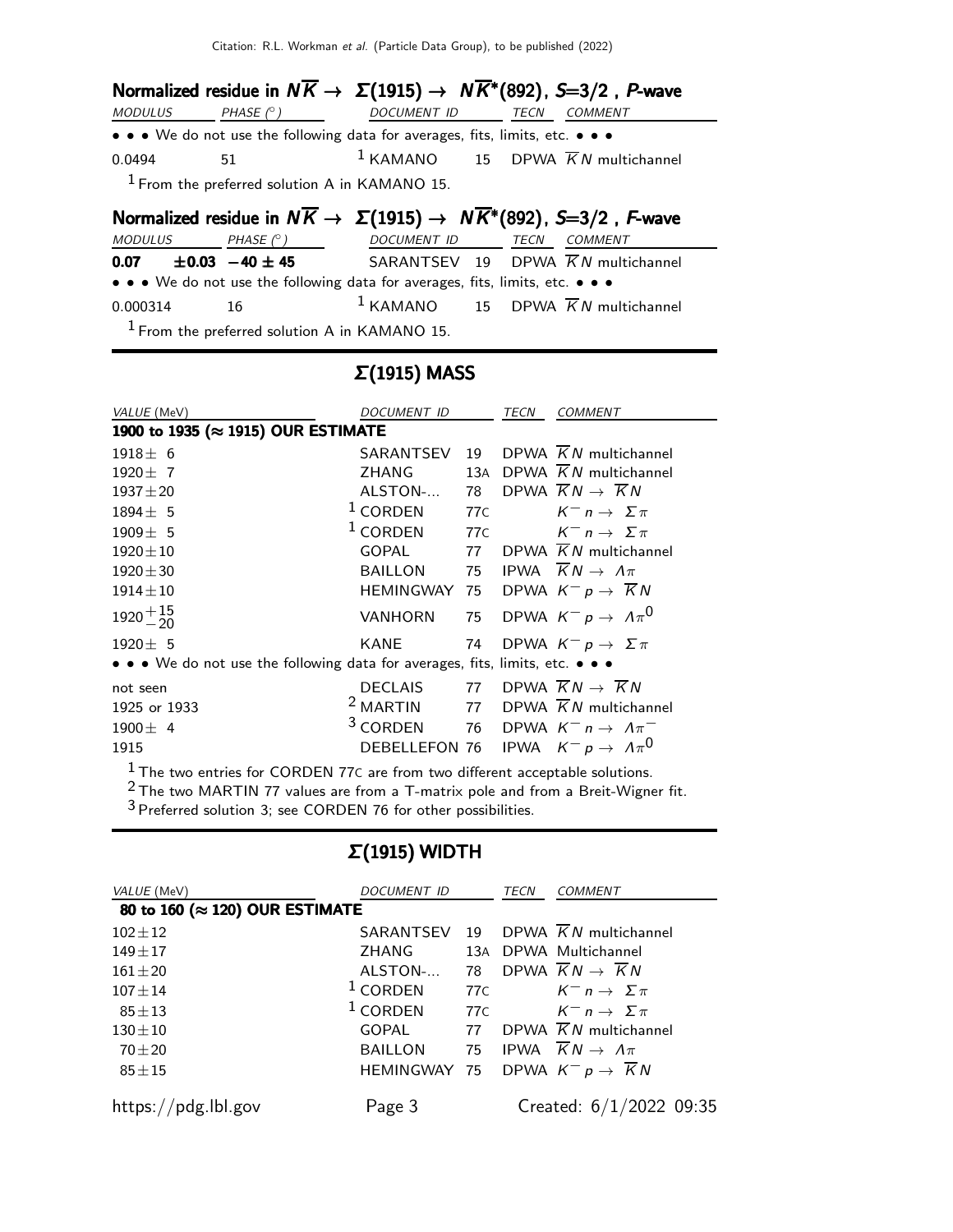### Normalized residue in $N\overline{K} \rightarrow \Sigma(1915) \rightarrow N\overline{K}^*(892)$, $S$=3/2 , $P$-wave

| MODULUS | PHASE (°) | DOCUMENT ID | | TECN | COMMENT |
|---|---|---|---|---|---|
| • • • We do not use the following data for averages, fits, limits, etc. • • • | | | | | |
| 0.0494 | 51 | [1] KAMANO | 15 | DPWA | $\overline{K}N$ multichannel |

[1] From the preferred solution A in KAMANO 15.

### Normalized residue in $N\overline{K} \rightarrow \Sigma(1915) \rightarrow N\overline{K}^*(892)$, $S$=3/2 , $F$-wave

| MODULUS | PHASE (°) | DOCUMENT ID | | TECN | COMMENT |
|---|---|---|---|---|---|
| **0.07 ±0.03** | **−40 ± 45** | SARANTSEV | 19 | DPWA | $\overline{K}N$ multichannel |
| • • • We do not use the following data for averages, fits, limits, etc. • • • | | | | | |
| 0.000314 | 16 | [1] KAMANO | 15 | DPWA | $\overline{K}N$ multichannel |

[1] From the preferred solution A in KAMANO 15.

## Σ(1915) MASS

| VALUE (MeV) | DOCUMENT ID | | TECN | COMMENT |
|---|---|---|---|---|
| **1900 to 1935 (≈ 1915) OUR ESTIMATE** | | | | |
| 1918 ± 6 | SARANTSEV | 19 | DPWA | $\overline{K}N$ multichannel |
| 1920 ± 7 | ZHANG | 13A | DPWA | $\overline{K}N$ multichannel |
| 1937 ± 20 | ALSTON-... | 78 | DPWA | $\overline{K}N \rightarrow \overline{K}N$ |
| 1894 ± 5 | [1] CORDEN | 77C | | $K^- n \rightarrow \Sigma\pi$ |
| 1909 ± 5 | [1] CORDEN | 77C | | $K^- n \rightarrow \Sigma\pi$ |
| 1920 ± 10 | GOPAL | 77 | DPWA | $\overline{K}N$ multichannel |
| 1920 ± 30 | BAILLON | 75 | IPWA | $\overline{K}N \rightarrow \Lambda\pi$ |
| 1914 ± 10 | HEMINGWAY | 75 | DPWA | $K^- p \rightarrow \overline{K}N$ |
| $1920^{+15}_{-20}$ | VANHORN | 75 | DPWA | $K^- p \rightarrow \Lambda\pi^0$ |
| 1920 ± 5 | KANE | 74 | DPWA | $K^- p \rightarrow \Sigma\pi$ |
| • • • We do not use the following data for averages, fits, limits, etc. • • • | | | | |
| not seen | DECLAIS | 77 | DPWA | $\overline{K}N \rightarrow \overline{K}N$ |
| 1925 or 1933 | [2] MARTIN | 77 | DPWA | $\overline{K}N$ multichannel |
| 1900 ± 4 | [3] CORDEN | 76 | DPWA | $K^- n \rightarrow \Lambda\pi^-$ |
| 1915 | DEBELLEFON | 76 | IPWA | $K^- p \rightarrow \Lambda\pi^0$ |

[1] The two entries for CORDEN 77C are from two different acceptable solutions.
[2] The two MARTIN 77 values are from a T-matrix pole and from a Breit-Wigner fit.
[3] Preferred solution 3; see CORDEN 76 for other possibilities.

## Σ(1915) WIDTH

| VALUE (MeV) | DOCUMENT ID | | TECN | COMMENT |
|---|---|---|---|---|
| **80 to 160 (≈ 120) OUR ESTIMATE** | | | | |
| 102 ± 12 | SARANTSEV | 19 | DPWA | $\overline{K}N$ multichannel |
| 149 ± 17 | ZHANG | 13A | DPWA | Multichannel |
| 161 ± 20 | ALSTON-... | 78 | DPWA | $\overline{K}N \rightarrow \overline{K}N$ |
| 107 ± 14 | [1] CORDEN | 77C | | $K^- n \rightarrow \Sigma\pi$ |
| 85 ± 13 | [1] CORDEN | 77C | | $K^- n \rightarrow \Sigma\pi$ |
| 130 ± 10 | GOPAL | 77 | DPWA | $\overline{K}N$ multichannel |
| 70 ± 20 | BAILLON | 75 | IPWA | $\overline{K}N \rightarrow \Lambda\pi$ |
| 85 ± 15 | HEMINGWAY | 75 | DPWA | $K^- p \rightarrow \overline{K}N$ |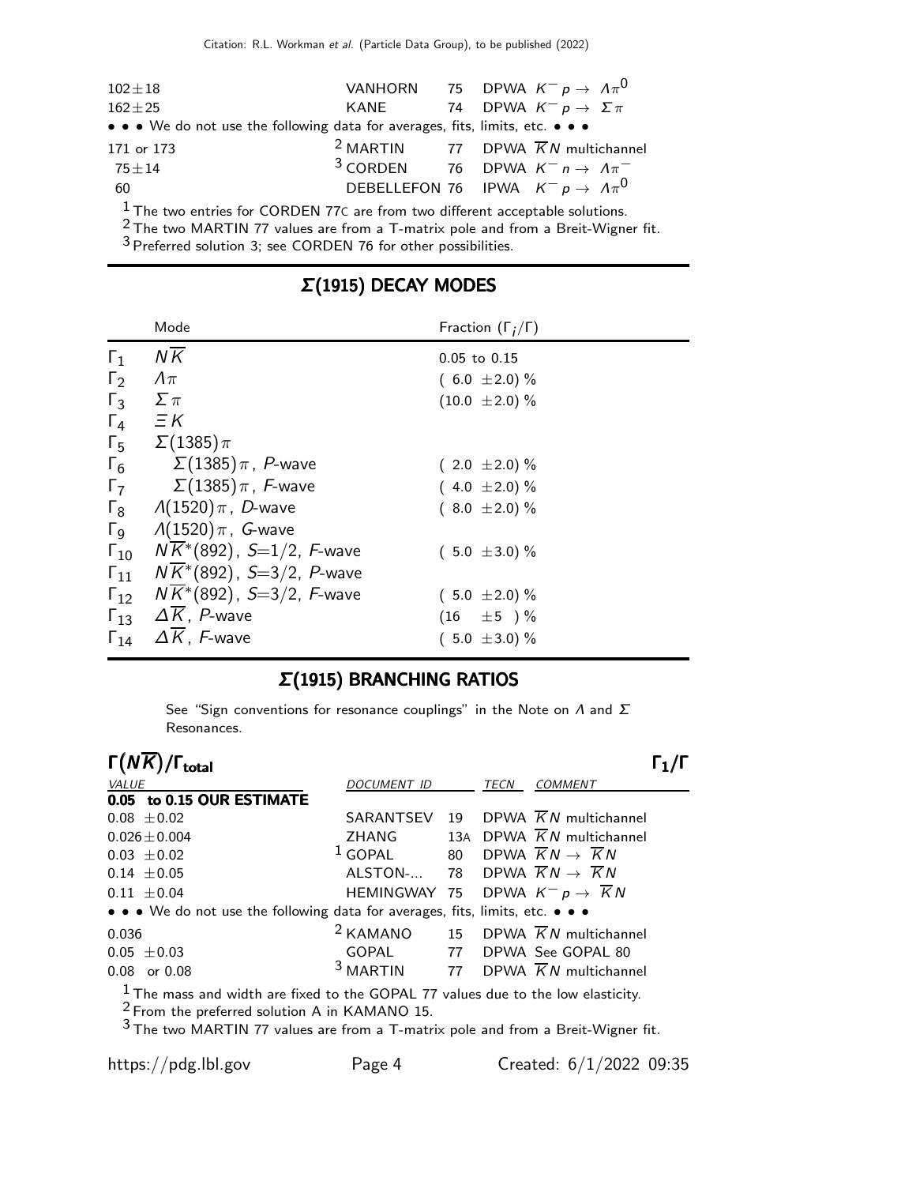| | | | | |
|---|---|---|---|---|
| $102\pm18$ | VANHORN | 75 | DPWA | $K^- p \to \Lambda\pi^0$ |
| $162\pm25$ | KANE | 74 | DPWA | $K^- p \to \Sigma\pi$ |
| • • • We do not use the following data for averages, fits, limits, etc. • • • | | | | |
| 171 or 173 | [2] MARTIN | 77 | DPWA | $\overline{K}N$ multichannel |
| $75\pm14$ | [3] CORDEN | 76 | DPWA | $K^- n \to \Lambda\pi^-$ |
| 60 | DEBELLEFON | 76 | IPWA | $K^- p \to \Lambda\pi^0$ |

[1] The two entries for CORDEN 77C are from two different acceptable solutions.
[2] The two MARTIN 77 values are from a T-matrix pole and from a Breit-Wigner fit.
[3] Preferred solution 3; see CORDEN 76 for other possibilities.

## Σ(1915) DECAY MODES

| | Mode | Fraction ($\Gamma_i/\Gamma$) |
|---|---|---|
| $\Gamma_1$ | $N\overline{K}$ | 0.05 to 0.15 |
| $\Gamma_2$ | $\Lambda\pi$ | ( 6.0 ±2.0) % |
| $\Gamma_3$ | $\Sigma\pi$ | (10.0 ±2.0) % |
| $\Gamma_4$ | $\Xi K$ | |
| $\Gamma_5$ | $\Sigma(1385)\pi$ | |
| $\Gamma_6$ | $\Sigma(1385)\pi$, P-wave | ( 2.0 ±2.0) % |
| $\Gamma_7$ | $\Sigma(1385)\pi$, F-wave | ( 4.0 ±2.0) % |
| $\Gamma_8$ | $\Lambda(1520)\pi$, D-wave | ( 8.0 ±2.0) % |
| $\Gamma_9$ | $\Lambda(1520)\pi$, G-wave | |
| $\Gamma_{10}$ | $N\overline{K}^*(892)$, $S$=1/2, F-wave | ( 5.0 ±3.0) % |
| $\Gamma_{11}$ | $N\overline{K}^*(892)$, $S$=3/2, P-wave | |
| $\Gamma_{12}$ | $N\overline{K}^*(892)$, $S$=3/2, F-wave | ( 5.0 ±2.0) % |
| $\Gamma_{13}$ | $\Delta\overline{K}$, P-wave | (16 ±5 ) % |
| $\Gamma_{14}$ | $\Delta\overline{K}$, F-wave | ( 5.0 ±3.0) % |

## Σ(1915) BRANCHING RATIOS

See "Sign conventions for resonance couplings" in the Note on Λ and Σ Resonances.

### $\Gamma(N\overline{K})/\Gamma_{total}$ — $\Gamma_1/\Gamma$

| VALUE | DOCUMENT ID | | TECN | COMMENT |
|---|---|---|---|---|
| **0.05 to 0.15 OUR ESTIMATE** | | | | |
| $0.08\pm0.02$ | SARANTSEV | 19 | DPWA | $\overline{K}N$ multichannel |
| $0.026\pm0.004$ | ZHANG | 13A | DPWA | $\overline{K}N$ multichannel |
| $0.03\pm0.02$ | [1] GOPAL | 80 | DPWA | $\overline{K}N \to \overline{K}N$ |
| $0.14\pm0.05$ | ALSTON-... | 78 | DPWA | $\overline{K}N \to \overline{K}N$ |
| $0.11\pm0.04$ | HEMINGWAY | 75 | DPWA | $K^- p \to \overline{K}N$ |
| • • • We do not use the following data for averages, fits, limits, etc. • • • | | | | |
| 0.036 | [2] KAMANO | 15 | DPWA | $\overline{K}N$ multichannel |
| $0.05\pm0.03$ | GOPAL | 77 | DPWA | See GOPAL 80 |
| 0.08 or 0.08 | [3] MARTIN | 77 | DPWA | $\overline{K}N$ multichannel |

[1] The mass and width are fixed to the GOPAL 77 values due to the low elasticity.
[2] From the preferred solution A in KAMANO 15.
[3] The two MARTIN 77 values are from a T-matrix pole and from a Breit-Wigner fit.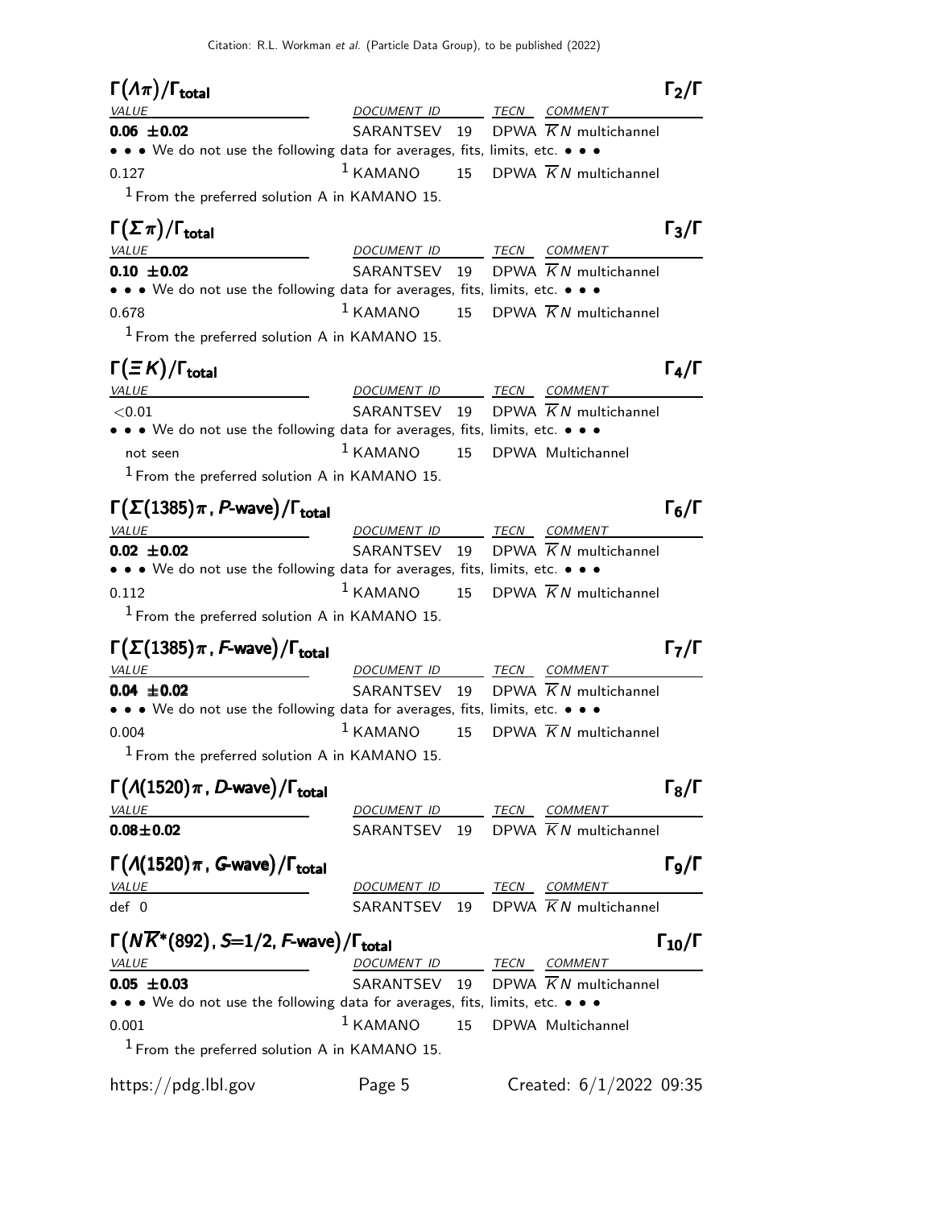### $\Gamma(\Lambda\pi)/\Gamma_{\text{total}}$ $\Gamma_2/\Gamma$

| VALUE | DOCUMENT ID | | TECN | COMMENT |
|---|---|---|---|---|
| **0.06 ±0.02** | SARANTSEV | 19 | DPWA | $\overline{K}N$ multichannel |
| • • • We do not use the following data for averages, fits, limits, etc. • • • | | | | |
| 0.127 | [1] KAMANO | 15 | DPWA | $\overline{K}N$ multichannel |

[1] From the preferred solution A in KAMANO 15.

### $\Gamma(\Sigma\pi)/\Gamma_{\text{total}}$ $\Gamma_3/\Gamma$

| VALUE | DOCUMENT ID | | TECN | COMMENT |
|---|---|---|---|---|
| **0.10 ±0.02** | SARANTSEV | 19 | DPWA | $\overline{K}N$ multichannel |
| • • • We do not use the following data for averages, fits, limits, etc. • • • | | | | |
| 0.678 | [1] KAMANO | 15 | DPWA | $\overline{K}N$ multichannel |

[1] From the preferred solution A in KAMANO 15.

### $\Gamma(\Xi K)/\Gamma_{\text{total}}$ $\Gamma_4/\Gamma$

| VALUE | DOCUMENT ID | | TECN | COMMENT |
|---|---|---|---|---|
| <0.01 | SARANTSEV | 19 | DPWA | $\overline{K}N$ multichannel |
| • • • We do not use the following data for averages, fits, limits, etc. • • • | | | | |
| not seen | [1] KAMANO | 15 | DPWA | Multichannel |

[1] From the preferred solution A in KAMANO 15.

### $\Gamma(\Sigma(1385)\pi, P\text{-wave})/\Gamma_{\text{total}}$ $\Gamma_6/\Gamma$

| VALUE | DOCUMENT ID | | TECN | COMMENT |
|---|---|---|---|---|
| **0.02 ±0.02** | SARANTSEV | 19 | DPWA | $\overline{K}N$ multichannel |
| • • • We do not use the following data for averages, fits, limits, etc. • • • | | | | |
| 0.112 | [1] KAMANO | 15 | DPWA | $\overline{K}N$ multichannel |

[1] From the preferred solution A in KAMANO 15.

### $\Gamma(\Sigma(1385)\pi, F\text{-wave})/\Gamma_{\text{total}}$ $\Gamma_7/\Gamma$

| VALUE | DOCUMENT ID | | TECN | COMMENT |
|---|---|---|---|---|
| **0.04 ±0.02** | SARANTSEV | 19 | DPWA | $\overline{K}N$ multichannel |
| • • • We do not use the following data for averages, fits, limits, etc. • • • | | | | |
| 0.004 | [1] KAMANO | 15 | DPWA | $\overline{K}N$ multichannel |

[1] From the preferred solution A in KAMANO 15.

### $\Gamma(\Lambda(1520)\pi, D\text{-wave})/\Gamma_{\text{total}}$ $\Gamma_8/\Gamma$

| VALUE | DOCUMENT ID | | TECN | COMMENT |
|---|---|---|---|---|
| **0.08±0.02** | SARANTSEV | 19 | DPWA | $\overline{K}N$ multichannel |

### $\Gamma(\Lambda(1520)\pi, G\text{-wave})/\Gamma_{\text{total}}$ $\Gamma_9/\Gamma$

| VALUE | DOCUMENT ID | | TECN | COMMENT |
|---|---|---|---|---|
| def 0 | SARANTSEV | 19 | DPWA | $\overline{K}N$ multichannel |

### $\Gamma(N\overline{K}^*(892), S{=}1/2, F\text{-wave})/\Gamma_{\text{total}}$ $\Gamma_{10}/\Gamma$

| VALUE | DOCUMENT ID | | TECN | COMMENT |
|---|---|---|---|---|
| **0.05 ±0.03** | SARANTSEV | 19 | DPWA | $\overline{K}N$ multichannel |
| • • • We do not use the following data for averages, fits, limits, etc. • • • | | | | |
| 0.001 | [1] KAMANO | 15 | DPWA | Multichannel |

[1] From the preferred solution A in KAMANO 15.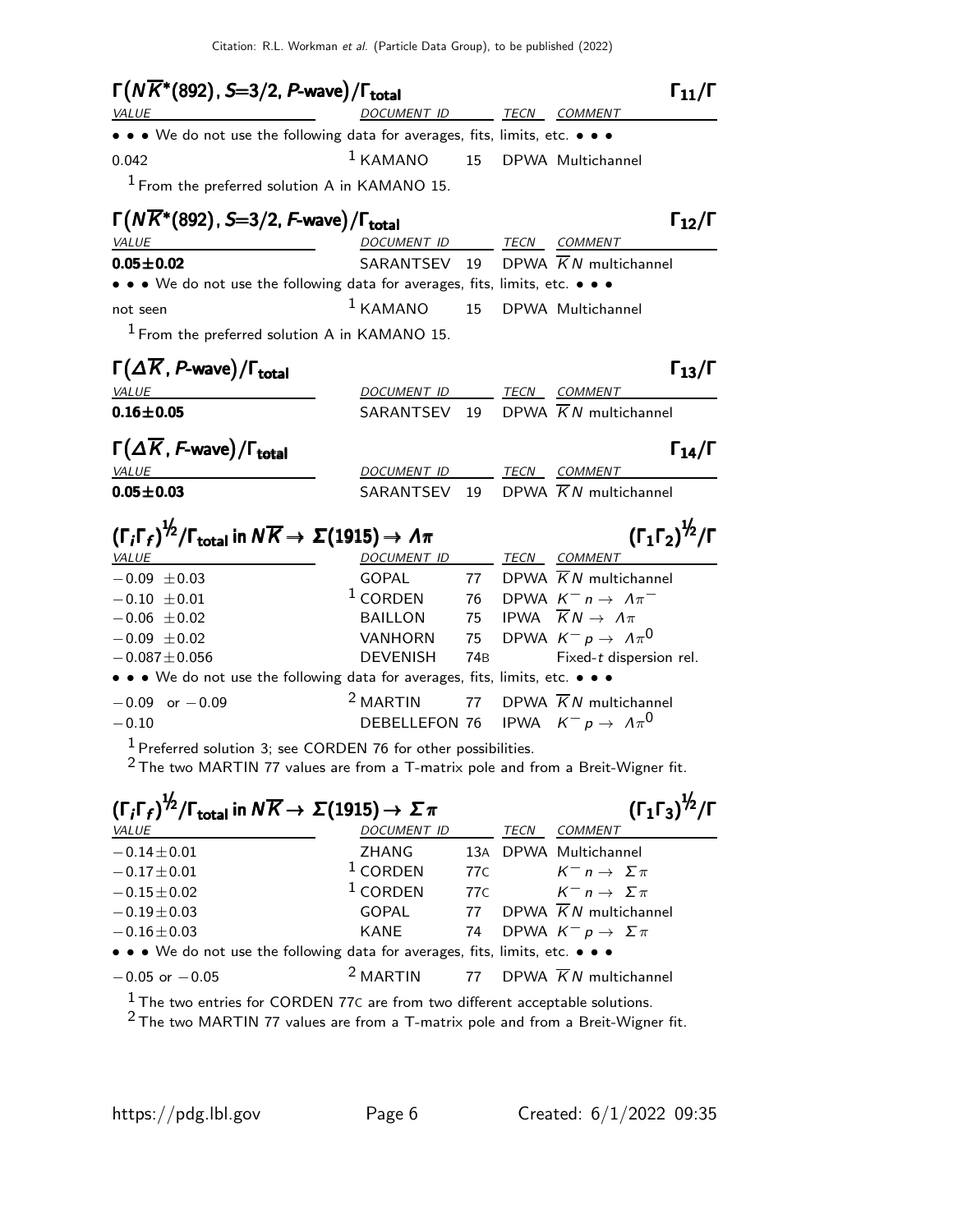### $\Gamma(N\overline{K}^*(892), S{=}3/2, P\text{-wave})/\Gamma_{\text{total}}$ $\qquad\Gamma_{11}/\Gamma$

| VALUE | DOCUMENT ID | | TECN | COMMENT |
|---|---|---|---|---|
| • • • We do not use the following data for averages, fits, limits, etc. • • • | | | | |
| 0.042 | [1] KAMANO | 15 | DPWA | Multichannel |

[1] From the preferred solution A in KAMANO 15.

### $\Gamma(N\overline{K}^*(892), S{=}3/2, F\text{-wave})/\Gamma_{\text{total}}$ $\qquad\Gamma_{12}/\Gamma$

| VALUE | DOCUMENT ID | | TECN | COMMENT |
|---|---|---|---|---|
| **0.05±0.02** | SARANTSEV | 19 | DPWA | $\overline{K}N$ multichannel |
| • • • We do not use the following data for averages, fits, limits, etc. • • • | | | | |
| not seen | [1] KAMANO | 15 | DPWA | Multichannel |

[1] From the preferred solution A in KAMANO 15.

### $\Gamma(\Delta\overline{K}, P\text{-wave})/\Gamma_{\text{total}}$ $\qquad\Gamma_{13}/\Gamma$

| VALUE | DOCUMENT ID | | TECN | COMMENT |
|---|---|---|---|---|
| **0.16±0.05** | SARANTSEV | 19 | DPWA | $\overline{K}N$ multichannel |

### $\Gamma(\Delta\overline{K}, F\text{-wave})/\Gamma_{\text{total}}$ $\qquad\Gamma_{14}/\Gamma$

| VALUE | DOCUMENT ID | | TECN | COMMENT |
|---|---|---|---|---|
| **0.05±0.03** | SARANTSEV | 19 | DPWA | $\overline{K}N$ multichannel |

### $(\Gamma_i\Gamma_f)^{1/2}/\Gamma_{\text{total}}$ in $N\overline{K} \to \Sigma(1915) \to \Lambda\pi$ $\qquad(\Gamma_1\Gamma_2)^{1/2}/\Gamma$

| VALUE | DOCUMENT ID | | TECN | COMMENT |
|---|---|---|---|---|
| $-0.09\ \pm 0.03$ | GOPAL | 77 | DPWA | $\overline{K}N$ multichannel |
| $-0.10\ \pm 0.01$ | [1] CORDEN | 76 | DPWA | $K^- n \to \Lambda\pi^-$ |
| $-0.06\ \pm 0.02$ | BAILLON | 75 | IPWA | $\overline{K}N \to \Lambda\pi$ |
| $-0.09\ \pm 0.02$ | VANHORN | 75 | DPWA | $K^- p \to \Lambda\pi^0$ |
| $-0.087 \pm 0.056$ | DEVENISH | 74B | | Fixed-$t$ dispersion rel. |
| • • • We do not use the following data for averages, fits, limits, etc. • • • | | | | |
| $-0.09$ or $-0.09$ | [2] MARTIN | 77 | DPWA | $\overline{K}N$ multichannel |
| $-0.10$ | DEBELLEFON | 76 | IPWA | $K^- p \to \Lambda\pi^0$ |

[1] Preferred solution 3; see CORDEN 76 for other possibilities.
[2] The two MARTIN 77 values are from a T-matrix pole and from a Breit-Wigner fit.

### $(\Gamma_i\Gamma_f)^{1/2}/\Gamma_{\text{total}}$ in $N\overline{K} \to \Sigma(1915) \to \Sigma\pi$ $\qquad(\Gamma_1\Gamma_3)^{1/2}/\Gamma$

| VALUE | DOCUMENT ID | | TECN | COMMENT |
|---|---|---|---|---|
| $-0.14 \pm 0.01$ | ZHANG | 13A | DPWA | Multichannel |
| $-0.17 \pm 0.01$ | [1] CORDEN | 77C | | $K^- n \to \Sigma\pi$ |
| $-0.15 \pm 0.02$ | [1] CORDEN | 77C | | $K^- n \to \Sigma\pi$ |
| $-0.19 \pm 0.03$ | GOPAL | 77 | DPWA | $\overline{K}N$ multichannel |
| $-0.16 \pm 0.03$ | KANE | 74 | DPWA | $K^- p \to \Sigma\pi$ |
| • • • We do not use the following data for averages, fits, limits, etc. • • • | | | | |
| $-0.05$ or $-0.05$ | [2] MARTIN | 77 | DPWA | $\overline{K}N$ multichannel |

[1] The two entries for CORDEN 77C are from two different acceptable solutions.
[2] The two MARTIN 77 values are from a T-matrix pole and from a Breit-Wigner fit.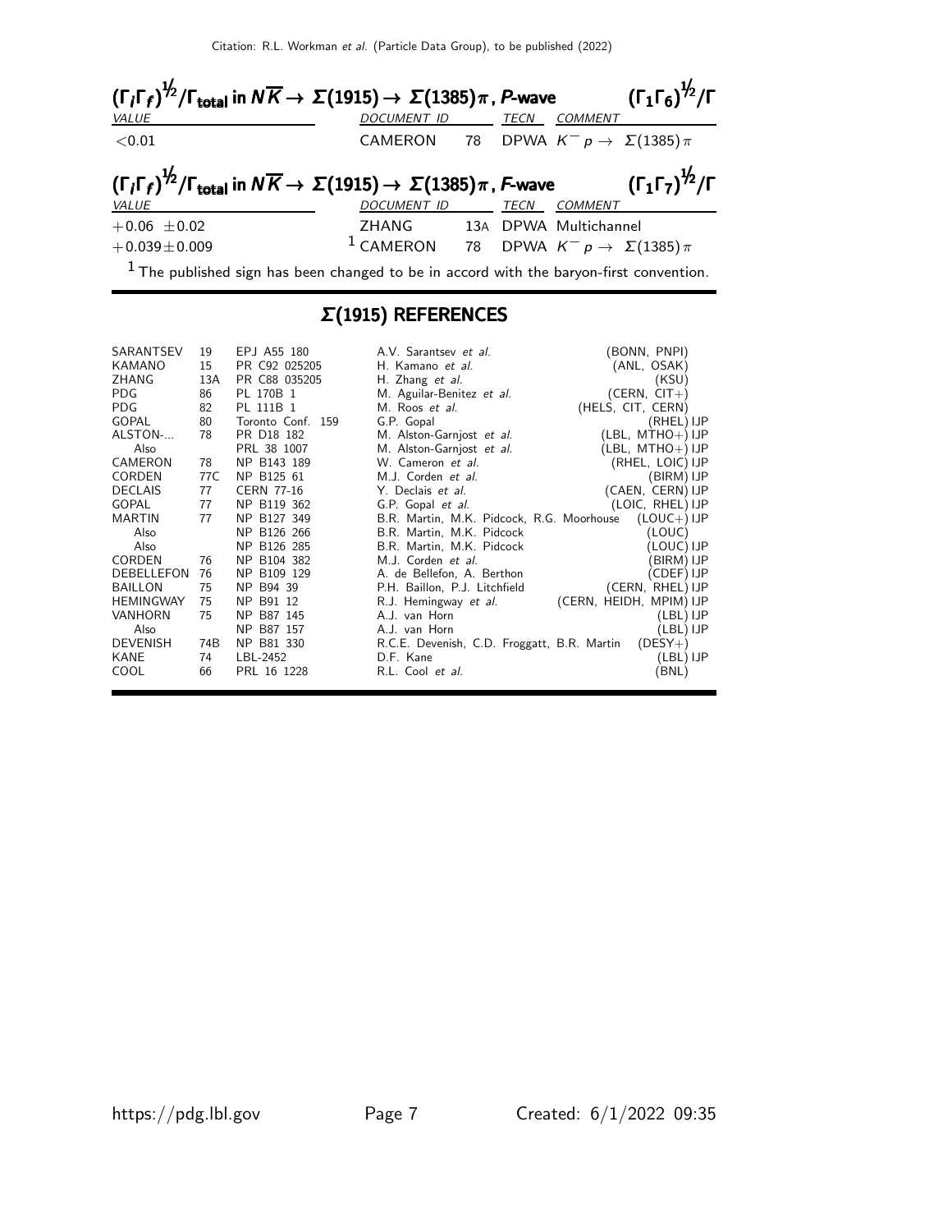### $(\Gamma_i \Gamma_f)^{1/2}/\Gamma_{\text{total}}$ in $N\overline{K} \rightarrow \Sigma(1915) \rightarrow \Sigma(1385)\pi$, P-wave — $(\Gamma_1 \Gamma_6)^{1/2}/\Gamma$

| *VALUE* | *DOCUMENT ID* | | *TECN* | *COMMENT* |
|---|---|---|---|---|
| $<0.01$ | CAMERON | 78 | DPWA | $K^- p \rightarrow \Sigma(1385)\pi$ |

### $(\Gamma_i \Gamma_f)^{1/2}/\Gamma_{\text{total}}$ in $N\overline{K} \rightarrow \Sigma(1915) \rightarrow \Sigma(1385)\pi$, F-wave — $(\Gamma_1 \Gamma_7)^{1/2}/\Gamma$

| *VALUE* | *DOCUMENT ID* | | *TECN* | *COMMENT* |
|---|---|---|---|---|
| $+0.06 \pm 0.02$ | ZHANG | 13A | DPWA | Multichannel |
| $+0.039 \pm 0.009$ | [1] CAMERON | 78 | DPWA | $K^- p \rightarrow \Sigma(1385)\pi$ |

[1] The published sign has been changed to be in accord with the baryon-first convention.

## Σ(1915) REFERENCES

| | | | | |
|---|---|---|---|---|
| SARANTSEV | 19 | EPJ A55 180 | A.V. Sarantsev *et al.* | (BONN, PNPI) |
| KAMANO | 15 | PR C92 025205 | H. Kamano *et al.* | (ANL, OSAK) |
| ZHANG | 13A | PR C88 035205 | H. Zhang *et al.* | (KSU) |
| PDG | 86 | PL 170B 1 | M. Aguilar-Benitez *et al.* | (CERN, CIT+) |
| PDG | 82 | PL 111B 1 | M. Roos *et al.* | (HELS, CIT, CERN) |
| GOPAL | 80 | Toronto Conf. 159 | G.P. Gopal | (RHEL) IJP |
| ALSTON-... | 78 | PR D18 182 | M. Alston-Garnjost *et al.* | (LBL, MTHO+) IJP |
| Also | | PRL 38 1007 | M. Alston-Garnjost *et al.* | (LBL, MTHO+) IJP |
| CAMERON | 78 | NP B143 189 | W. Cameron *et al.* | (RHEL, LOIC) IJP |
| CORDEN | 77C | NP B125 61 | M.J. Corden *et al.* | (BIRM) IJP |
| DECLAIS | 77 | CERN 77-16 | Y. Declais *et al.* | (CAEN, CERN) IJP |
| GOPAL | 77 | NP B119 362 | G.P. Gopal *et al.* | (LOIC, RHEL) IJP |
| MARTIN | 77 | NP B127 349 | B.R. Martin, M.K. Pidcock, R.G. Moorhouse | (LOUC+) IJP |
| Also | | NP B126 266 | B.R. Martin, M.K. Pidcock | (LOUC) |
| Also | | NP B126 285 | B.R. Martin, M.K. Pidcock | (LOUC) IJP |
| CORDEN | 76 | NP B104 382 | M.J. Corden *et al.* | (BIRM) IJP |
| DEBELLEFON | 76 | NP B109 129 | A. de Bellefon, A. Berthon | (CDEF) IJP |
| BAILLON | 75 | NP B94 39 | P.H. Baillon, P.J. Litchfield | (CERN, RHEL) IJP |
| HEMINGWAY | 75 | NP B91 12 | R.J. Hemingway *et al.* | (CERN, HEIDH, MPIM) IJP |
| VANHORN | 75 | NP B87 145 | A.J. van Horn | (LBL) IJP |
| Also | | NP B87 157 | A.J. van Horn | (LBL) IJP |
| DEVENISH | 74B | NP B81 330 | R.C.E. Devenish, C.D. Froggatt, B.R. Martin | (DESY+) |
| KANE | 74 | LBL-2452 | D.F. Kane | (LBL) IJP |
| COOL | 66 | PRL 16 1228 | R.L. Cool *et al.* | (BNL) |